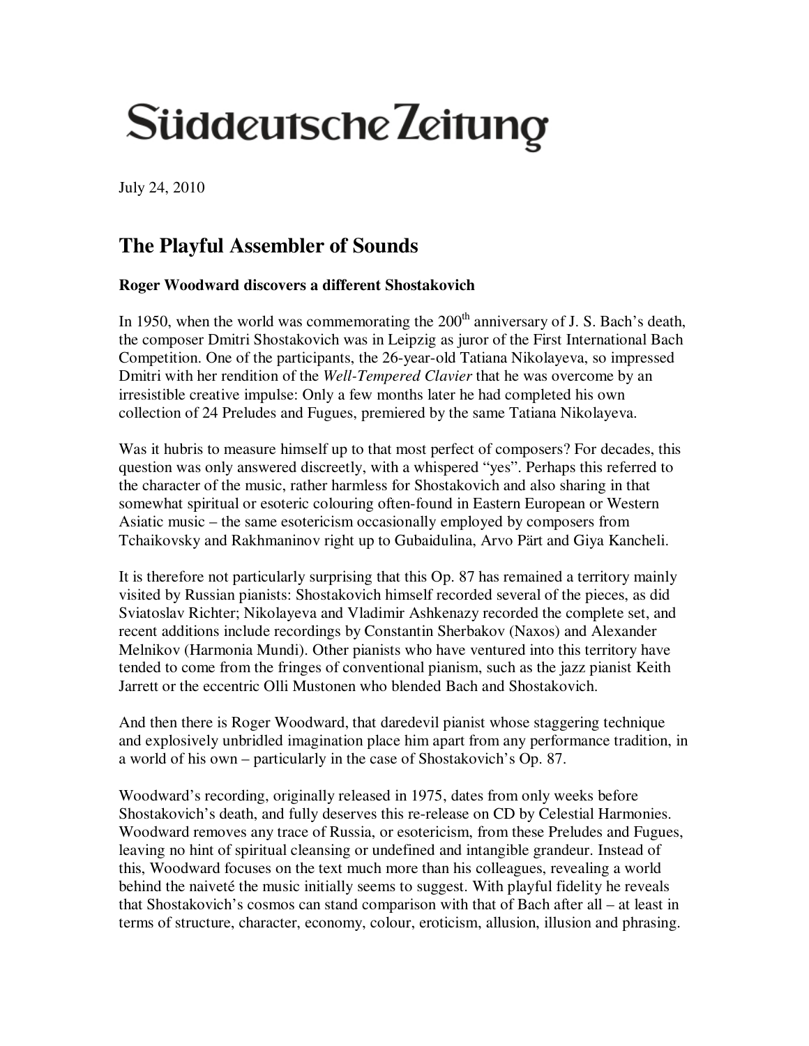# Süddeutsche Zeitung

July 24, 2010

## The Playful Assembler of Sounds

**Roger Woodward discovers a different Shostakovich**

In 1950, when the world was commemorating the 200th anniversary of J. S. Bach's death, the composer Dmitri Shostakovich was in Leipzig as juror of the First International Bach Competition. One of the participants, the 26-year-old Tatiana Nikolayeva, so impressed Dmitri with her rendition of the *Well-Tempered Clavier* that he was overcome by an irresistible creative impulse: Only a few months later he had completed his own collection of 24 Preludes and Fugues, premiered by the same Tatiana Nikolayeva.

Was it hubris to measure himself up to that most perfect of composers? For decades, this question was only answered discreetly, with a whispered "yes". Perhaps this referred to the character of the music, rather harmless for Shostakovich and also sharing in that somewhat spiritual or esoteric colouring often-found in Eastern European or Western Asiatic music – the same esotericism occasionally employed by composers from Tchaikovsky and Rakhmaninov right up to Gubaidulina, Arvo Pärt and Giya Kancheli.

It is therefore not particularly surprising that this Op. 87 has remained a territory mainly visited by Russian pianists: Shostakovich himself recorded several of the pieces, as did Sviatoslav Richter; Nikolayeva and Vladimir Ashkenazy recorded the complete set, and recent additions include recordings by Constantin Sherbakov (Naxos) and Alexander Melnikov (Harmonia Mundi). Other pianists who have ventured into this territory have tended to come from the fringes of conventional pianism, such as the jazz pianist Keith Jarrett or the eccentric Olli Mustonen who blended Bach and Shostakovich.

And then there is Roger Woodward, that daredevil pianist whose staggering technique and explosively unbridled imagination place him apart from any performance tradition, in a world of his own – particularly in the case of Shostakovich's Op. 87.

Woodward's recording, originally released in 1975, dates from only weeks before Shostakovich's death, and fully deserves this re-release on CD by Celestial Harmonies. Woodward removes any trace of Russia, or esotericism, from these Preludes and Fugues, leaving no hint of spiritual cleansing or undefined and intangible grandeur. Instead of this, Woodward focuses on the text much more than his colleagues, revealing a world behind the naiveté the music initially seems to suggest. With playful fidelity he reveals that Shostakovich's cosmos can stand comparison with that of Bach after all – at least in terms of structure, character, economy, colour, eroticism, allusion, illusion and phrasing.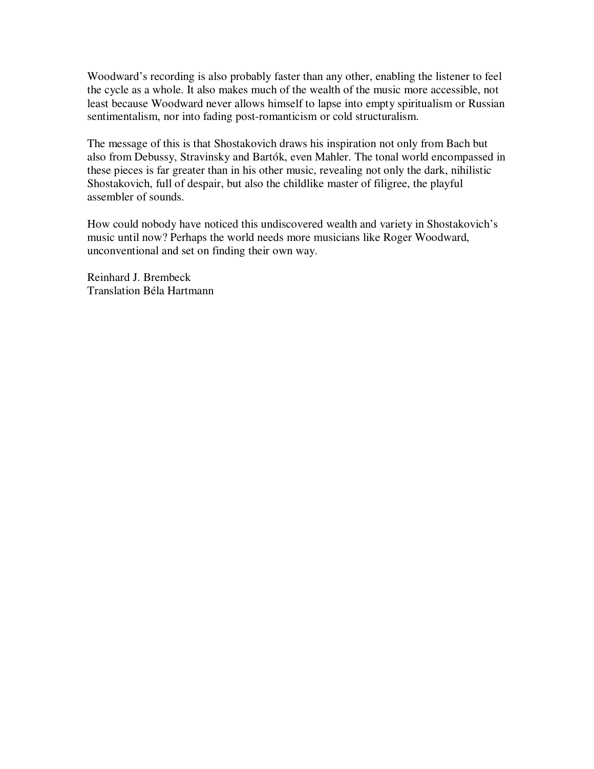Woodward's recording is also probably faster than any other, enabling the listener to feel the cycle as a whole. It also makes much of the wealth of the music more accessible, not least because Woodward never allows himself to lapse into empty spiritualism or Russian sentimentalism, nor into fading post-romanticism or cold structuralism.

The message of this is that Shostakovich draws his inspiration not only from Bach but also from Debussy, Stravinsky and Bartók, even Mahler. The tonal world encompassed in these pieces is far greater than in his other music, revealing not only the dark, nihilistic Shostakovich, full of despair, but also the childlike master of filigree, the playful assembler of sounds.

How could nobody have noticed this undiscovered wealth and variety in Shostakovich's music until now? Perhaps the world needs more musicians like Roger Woodward, unconventional and set on finding their own way.

Reinhard J. Brembeck
Translation Béla Hartmann